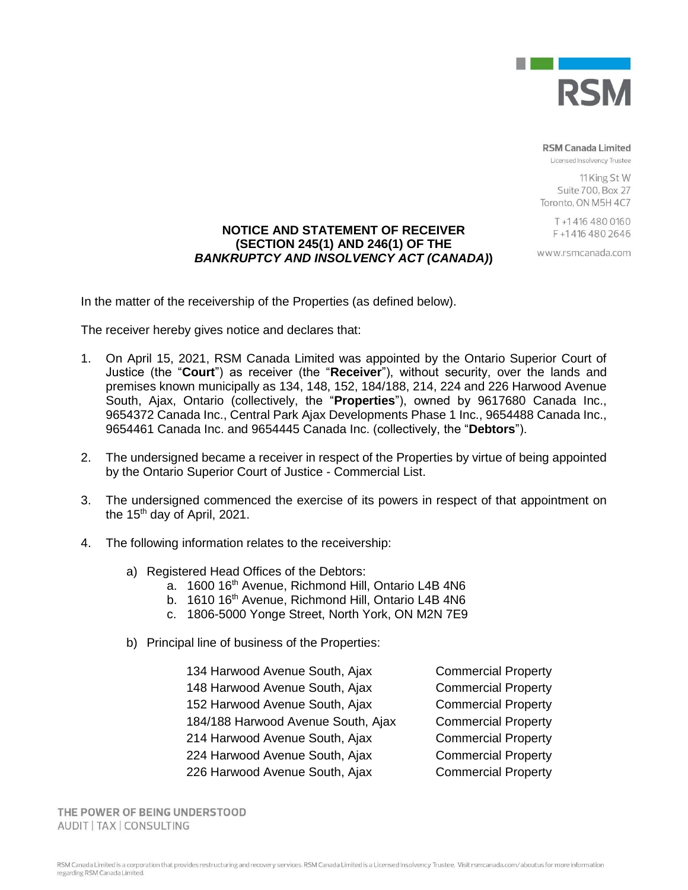**RSM Canada Limited**
Licensed Insolvency Trustee

11 King St W
Suite 700, Box 27
Toronto, ON M5H 4C7

T +1 416 480 0160
F +1 416 480 2646

www.rsmcanada.com

**NOTICE AND STATEMENT OF RECEIVER**
**(SECTION 245(1) AND 246(1) OF THE**
***BANKRUPTCY AND INSOLVENCY ACT (CANADA)*)**

In the matter of the receivership of the Properties (as defined below).

The receiver hereby gives notice and declares that:

1. On April 15, 2021, RSM Canada Limited was appointed by the Ontario Superior Court of Justice (the "**Court**") as receiver (the "**Receiver**"), without security, over the lands and premises known municipally as 134, 148, 152, 184/188, 214, 224 and 226 Harwood Avenue South, Ajax, Ontario (collectively, the "**Properties**"), owned by 9617680 Canada Inc., 9654372 Canada Inc., Central Park Ajax Developments Phase 1 Inc., 9654488 Canada Inc., 9654461 Canada Inc. and 9654445 Canada Inc. (collectively, the "**Debtors**").

2. The undersigned became a receiver in respect of the Properties by virtue of being appointed by the Ontario Superior Court of Justice - Commercial List.

3. The undersigned commenced the exercise of its powers in respect of that appointment on the 15th day of April, 2021.

4. The following information relates to the receivership:

   a) Registered Head Offices of the Debtors:
      a. 1600 16th Avenue, Richmond Hill, Ontario L4B 4N6
      b. 1610 16th Avenue, Richmond Hill, Ontario L4B 4N6
      c. 1806-5000 Yonge Street, North York, ON M2N 7E9

   b) Principal line of business of the Properties:

| | |
|---|---|
| 134 Harwood Avenue South, Ajax | Commercial Property |
| 148 Harwood Avenue South, Ajax | Commercial Property |
| 152 Harwood Avenue South, Ajax | Commercial Property |
| 184/188 Harwood Avenue South, Ajax | Commercial Property |
| 214 Harwood Avenue South, Ajax | Commercial Property |
| 224 Harwood Avenue South, Ajax | Commercial Property |
| 226 Harwood Avenue South, Ajax | Commercial Property |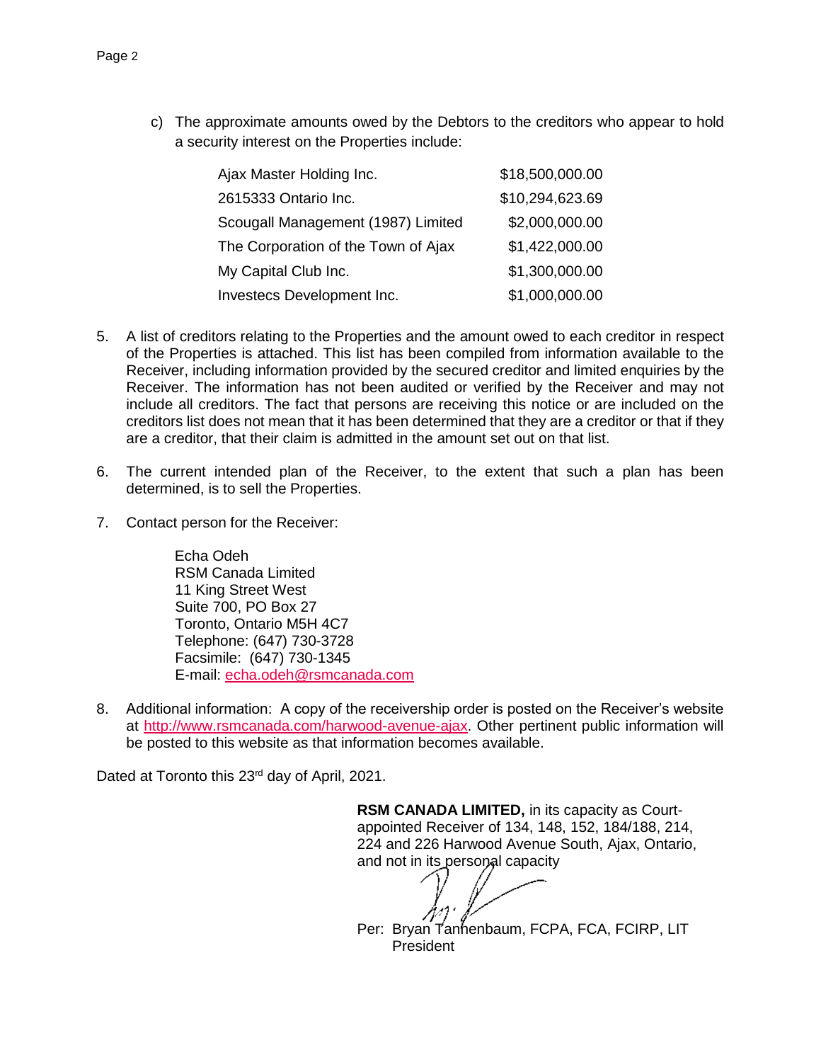c) The approximate amounts owed by the Debtors to the creditors who appear to hold a security interest on the Properties include:

| | |
|---|---|
| Ajax Master Holding Inc. | $18,500,000.00 |
| 2615333 Ontario Inc. | $10,294,623.69 |
| Scougall Management (1987) Limited | $2,000,000.00 |
| The Corporation of the Town of Ajax | $1,422,000.00 |
| My Capital Club Inc. | $1,300,000.00 |
| Investecs Development Inc. | $1,000,000.00 |

5. A list of creditors relating to the Properties and the amount owed to each creditor in respect of the Properties is attached. This list has been compiled from information available to the Receiver, including information provided by the secured creditor and limited enquiries by the Receiver. The information has not been audited or verified by the Receiver and may not include all creditors. The fact that persons are receiving this notice or are included on the creditors list does not mean that it has been determined that they are a creditor or that if they are a creditor, that their claim is admitted in the amount set out on that list.

6. The current intended plan of the Receiver, to the extent that such a plan has been determined, is to sell the Properties.

7. Contact person for the Receiver:

   Echa Odeh
   RSM Canada Limited
   11 King Street West
   Suite 700, PO Box 27
   Toronto, Ontario M5H 4C7
   Telephone: (647) 730-3728
   Facsimile: (647) 730-1345
   E-mail: echa.odeh@rsmcanada.com

8. Additional information: A copy of the receivership order is posted on the Receiver's website at http://www.rsmcanada.com/harwood-avenue-ajax. Other pertinent public information will be posted to this website as that information becomes available.

Dated at Toronto this 23rd day of April, 2021.

**RSM CANADA LIMITED,** in its capacity as Court-appointed Receiver of 134, 148, 152, 184/188, 214, 224 and 226 Harwood Avenue South, Ajax, Ontario, and not in its personal capacity

Per: Bryan Tannenbaum, FCPA, FCA, FCIRP, LIT
President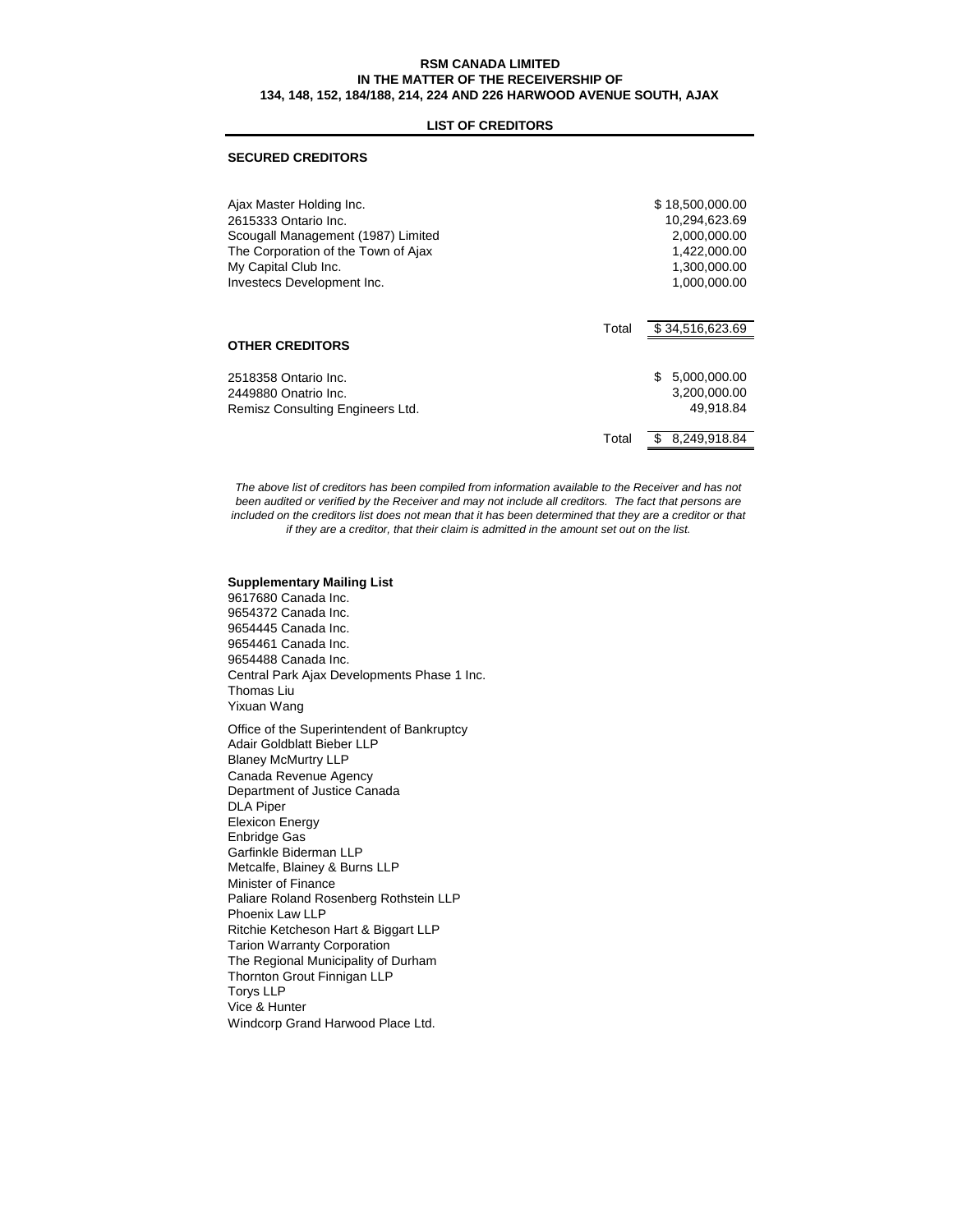**RSM CANADA LIMITED**
**IN THE MATTER OF THE RECEIVERSHIP OF**
**134, 148, 152, 184/188, 214, 224 AND 226 HARWOOD AVENUE SOUTH, AJAX**

**LIST OF CREDITORS**

**SECURED CREDITORS**

| | | |
|---|---|---|
| Ajax Master Holding Inc. | | $ 18,500,000.00 |
| 2615333 Ontario Inc. | | 10,294,623.69 |
| Scougall Management (1987) Limited | | 2,000,000.00 |
| The Corporation of the Town of Ajax | | 1,422,000.00 |
| My Capital Club Inc. | | 1,300,000.00 |
| Investecs Development Inc. | | 1,000,000.00 |
| | Total | $ 34,516,623.69 |

**OTHER CREDITORS**

| | | |
|---|---|---|
| 2518358 Ontario Inc. | | $ 5,000,000.00 |
| 2449880 Onatrio Inc. | | 3,200,000.00 |
| Remisz Consulting Engineers Ltd. | | 49,918.84 |
| | Total | $ 8,249,918.84 |

*The above list of creditors has been compiled from information available to the Receiver and has not been audited or verified by the Receiver and may not include all creditors. The fact that persons are included on the creditors list does not mean that it has been determined that they are a creditor or that if they are a creditor, that their claim is admitted in the amount set out on the list.*

**Supplementary Mailing List**

9617680 Canada Inc.
9654372 Canada Inc.
9654445 Canada Inc.
9654461 Canada Inc.
9654488 Canada Inc.
Central Park Ajax Developments Phase 1 Inc.
Thomas Liu
Yixuan Wang

Office of the Superintendent of Bankruptcy
Adair Goldblatt Bieber LLP
Blaney McMurtry LLP
Canada Revenue Agency
Department of Justice Canada
DLA Piper
Elexicon Energy
Enbridge Gas
Garfinkle Biderman LLP
Metcalfe, Blainey & Burns LLP
Minister of Finance
Paliare Roland Rosenberg Rothstein LLP
Phoenix Law LLP
Ritchie Ketcheson Hart & Biggart LLP
Tarion Warranty Corporation
The Regional Municipality of Durham
Thornton Grout Finnigan LLP
Torys LLP
Vice & Hunter
Windcorp Grand Harwood Place Ltd.